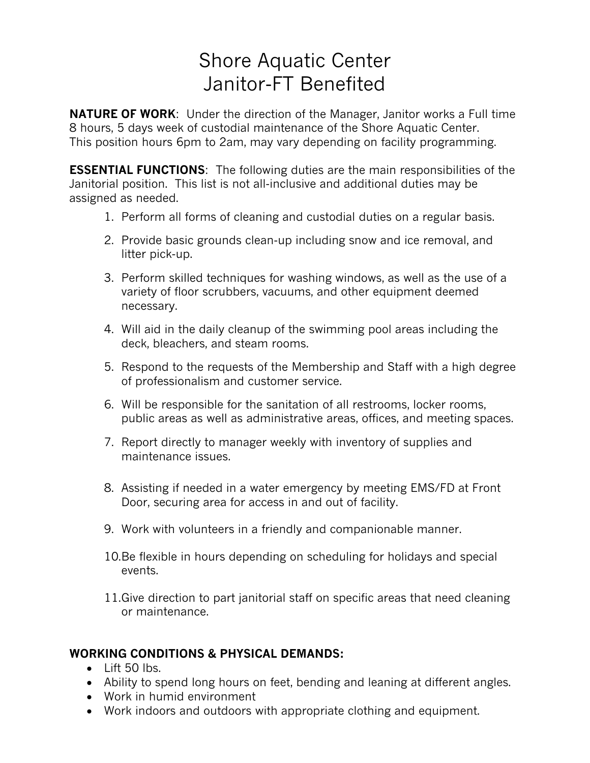# Shore Aquatic Center
# Janitor-FT Benefited

**NATURE OF WORK**: Under the direction of the Manager, Janitor works a Full time 8 hours, 5 days week of custodial maintenance of the Shore Aquatic Center. This position hours 6pm to 2am, may vary depending on facility programming.

**ESSENTIAL FUNCTIONS**: The following duties are the main responsibilities of the Janitorial position. This list is not all-inclusive and additional duties may be assigned as needed.

1. Perform all forms of cleaning and custodial duties on a regular basis.
2. Provide basic grounds clean-up including snow and ice removal, and litter pick-up.
3. Perform skilled techniques for washing windows, as well as the use of a variety of floor scrubbers, vacuums, and other equipment deemed necessary.
4. Will aid in the daily cleanup of the swimming pool areas including the deck, bleachers, and steam rooms.
5. Respond to the requests of the Membership and Staff with a high degree of professionalism and customer service.
6. Will be responsible for the sanitation of all restrooms, locker rooms, public areas as well as administrative areas, offices, and meeting spaces.
7. Report directly to manager weekly with inventory of supplies and maintenance issues.
8. Assisting if needed in a water emergency by meeting EMS/FD at Front Door, securing area for access in and out of facility.
9. Work with volunteers in a friendly and companionable manner.
10. Be flexible in hours depending on scheduling for holidays and special events.
11. Give direction to part janitorial staff on specific areas that need cleaning or maintenance.

**WORKING CONDITIONS & PHYSICAL DEMANDS:**

- Lift 50 lbs.
- Ability to spend long hours on feet, bending and leaning at different angles.
- Work in humid environment
- Work indoors and outdoors with appropriate clothing and equipment.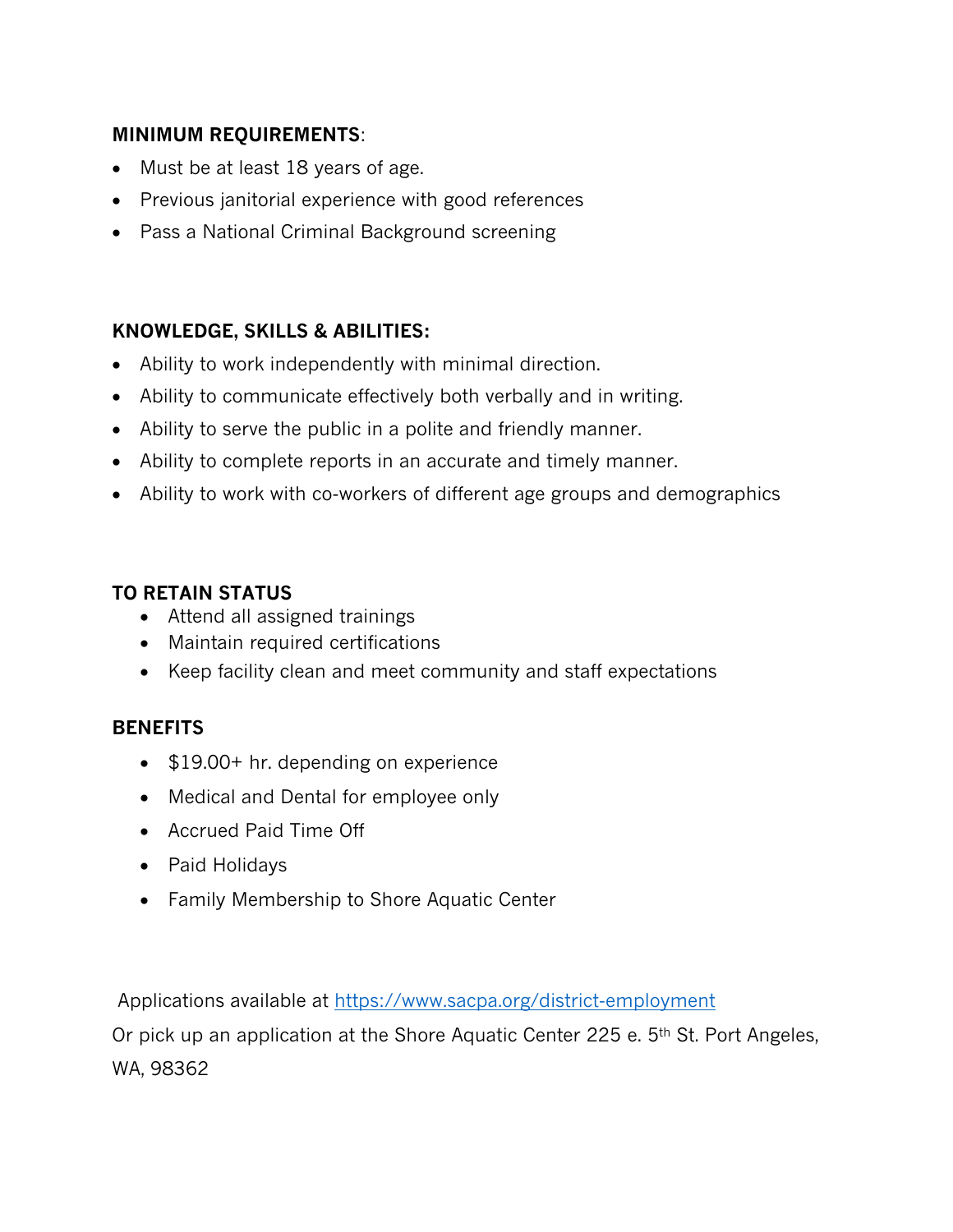**MINIMUM REQUIREMENTS**:

- Must be at least 18 years of age.
- Previous janitorial experience with good references
- Pass a National Criminal Background screening

**KNOWLEDGE, SKILLS & ABILITIES:**

- Ability to work independently with minimal direction.
- Ability to communicate effectively both verbally and in writing.
- Ability to serve the public in a polite and friendly manner.
- Ability to complete reports in an accurate and timely manner.
- Ability to work with co-workers of different age groups and demographics

**TO RETAIN STATUS**

- Attend all assigned trainings
- Maintain required certifications
- Keep facility clean and meet community and staff expectations

**BENEFITS**

- $19.00+ hr. depending on experience
- Medical and Dental for employee only
- Accrued Paid Time Off
- Paid Holidays
- Family Membership to Shore Aquatic Center

Applications available at https://www.sacpa.org/district-employment

Or pick up an application at the Shore Aquatic Center 225 e. 5th St. Port Angeles, WA, 98362